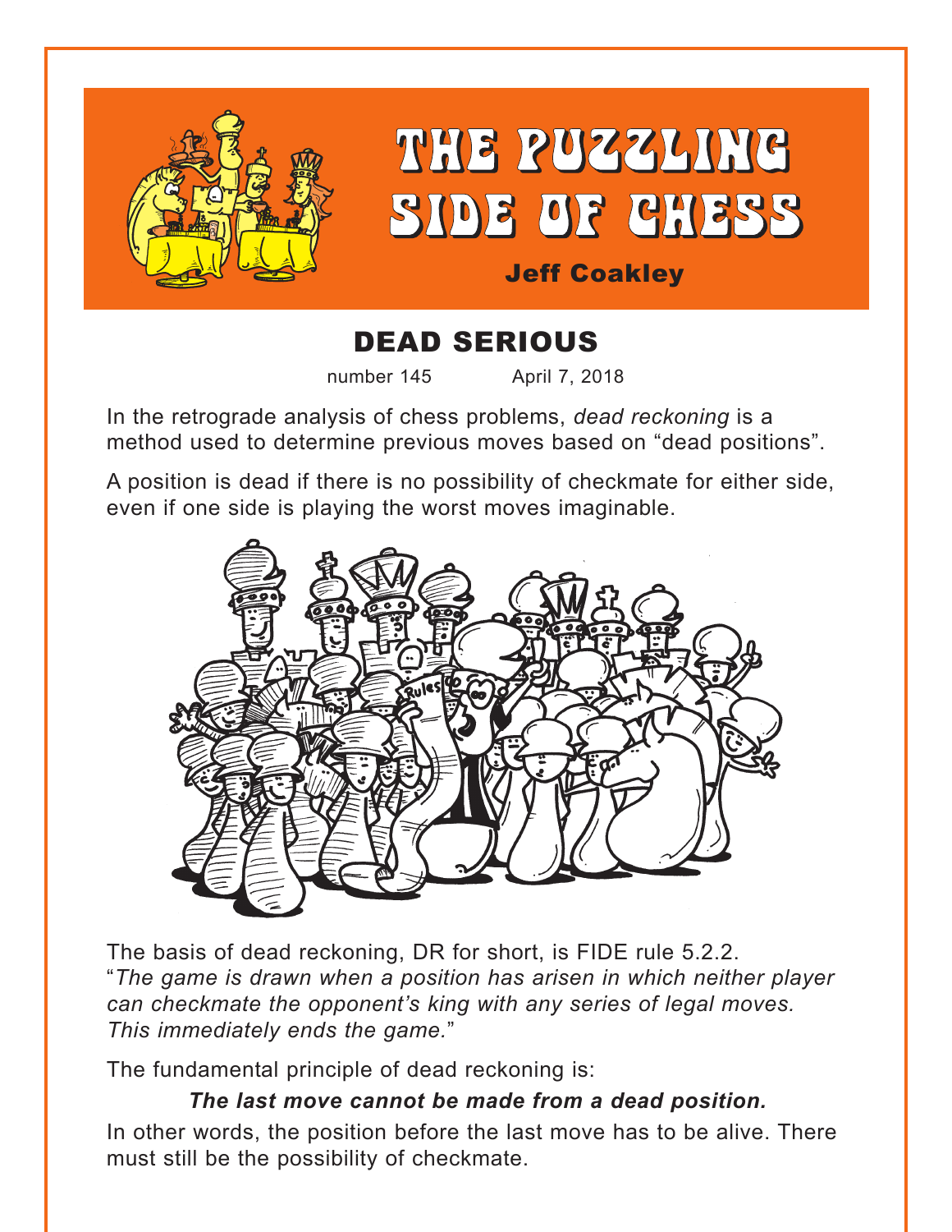# THE PUZZLING SIDE OF CHESS

**Jeff Coakley**

## DEAD SERIOUS

number 145 April 7, 2018

In the retrograde analysis of chess problems, *dead reckoning* is a method used to determine previous moves based on "dead positions".

A position is dead if there is no possibility of checkmate for either side, even if one side is playing the worst moves imaginable.

The basis of dead reckoning, DR for short, is FIDE rule 5.2.2. "*The game is drawn when a position has arisen in which neither player can checkmate the opponent's king with any series of legal moves. This immediately ends the game.*"

The fundamental principle of dead reckoning is:

***The last move cannot be made from a dead position.***

In other words, the position before the last move has to be alive. There must still be the possibility of checkmate.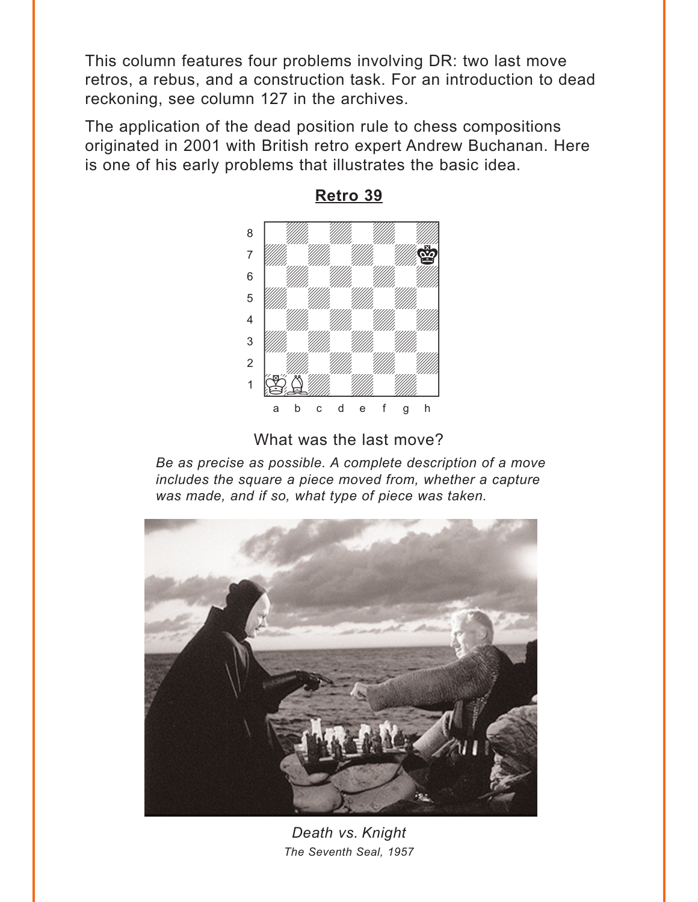This column features four problems involving DR: two last move retros, a rebus, and a construction task. For an introduction to dead reckoning, see column 127 in the archives.

The application of the dead position rule to chess compositions originated in 2001 with British retro expert Andrew Buchanan. Here is one of his early problems that illustrates the basic idea.

**Retro 39**

What was the last move?

*Be as precise as possible. A complete description of a move includes the square a piece moved from, whether a capture was made, and if so, what type of piece was taken.*

*Death vs. Knight*
*The Seventh Seal, 1957*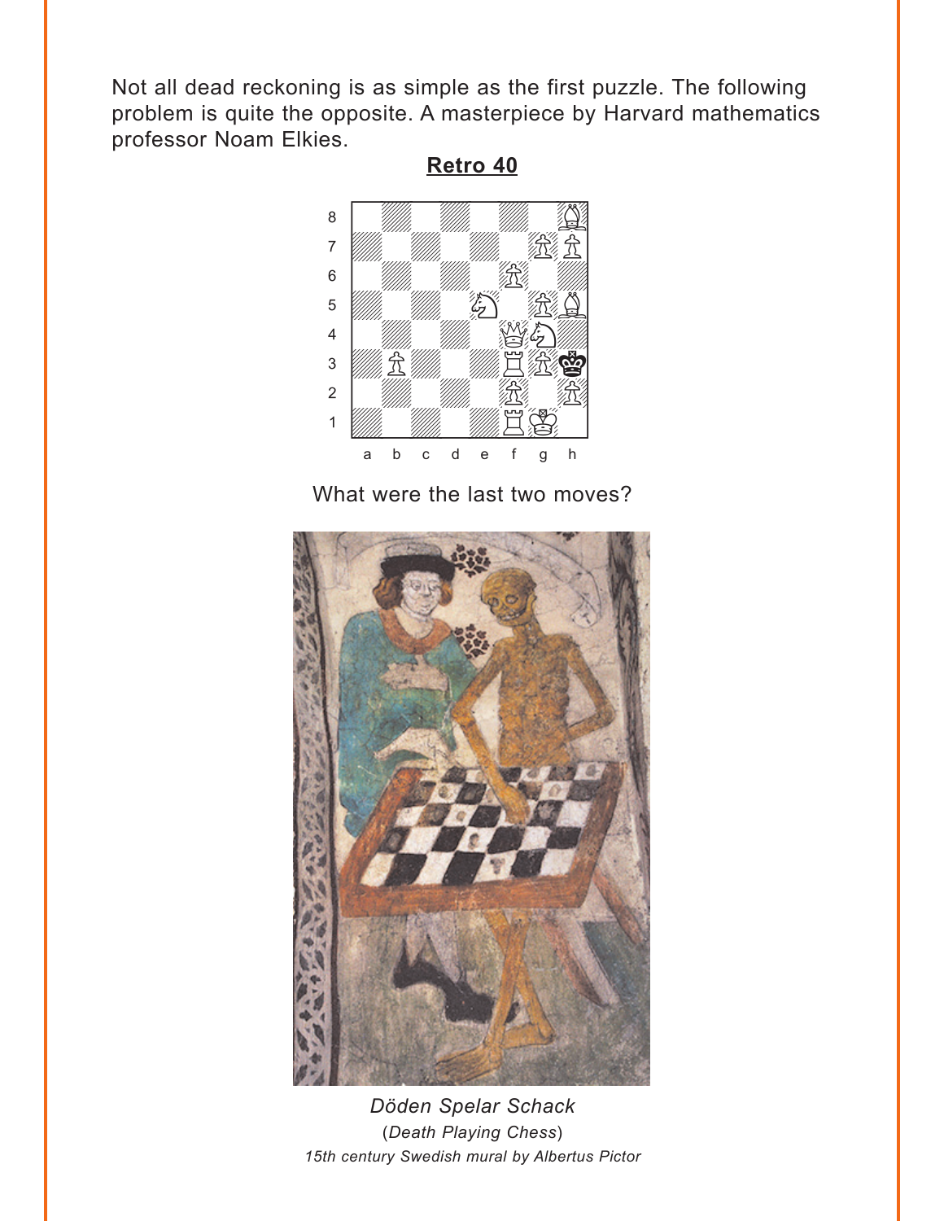Not all dead reckoning is as simple as the first puzzle. The following problem is quite the opposite. A masterpiece by Harvard mathematics professor Noam Elkies.

**Retro 40**

What were the last two moves?

*Döden Spelar Schack*

(*Death Playing Chess*)

*15th century Swedish mural by Albertus Pictor*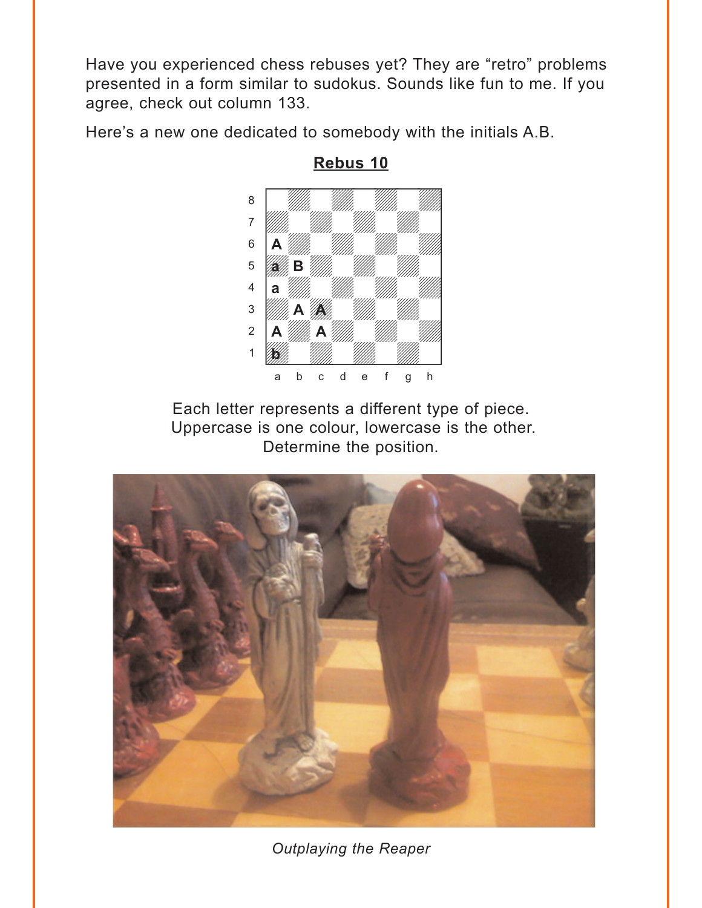Have you experienced chess rebuses yet? They are "retro" problems presented in a form similar to sudokus. Sounds like fun to me. If you agree, check out column 133.

Here's a new one dedicated to somebody with the initials A.B.

## Rebus 10

| | a | b | c | d | e | f | g | h |
|---|---|---|---|---|---|---|---|---|
| 8 | | | | | | | | |
| 7 | | | | | | | | |
| 6 | A | | | | | | | |
| 5 | a | B | | | | | | |
| 4 | a | | | | | | | |
| 3 | | A | A | | | | | |
| 2 | A | | A | | | | | |
| 1 | b | | | | | | | |

Each letter represents a different type of piece.
Uppercase is one colour, lowercase is the other.
Determine the position.

*Outplaying the Reaper*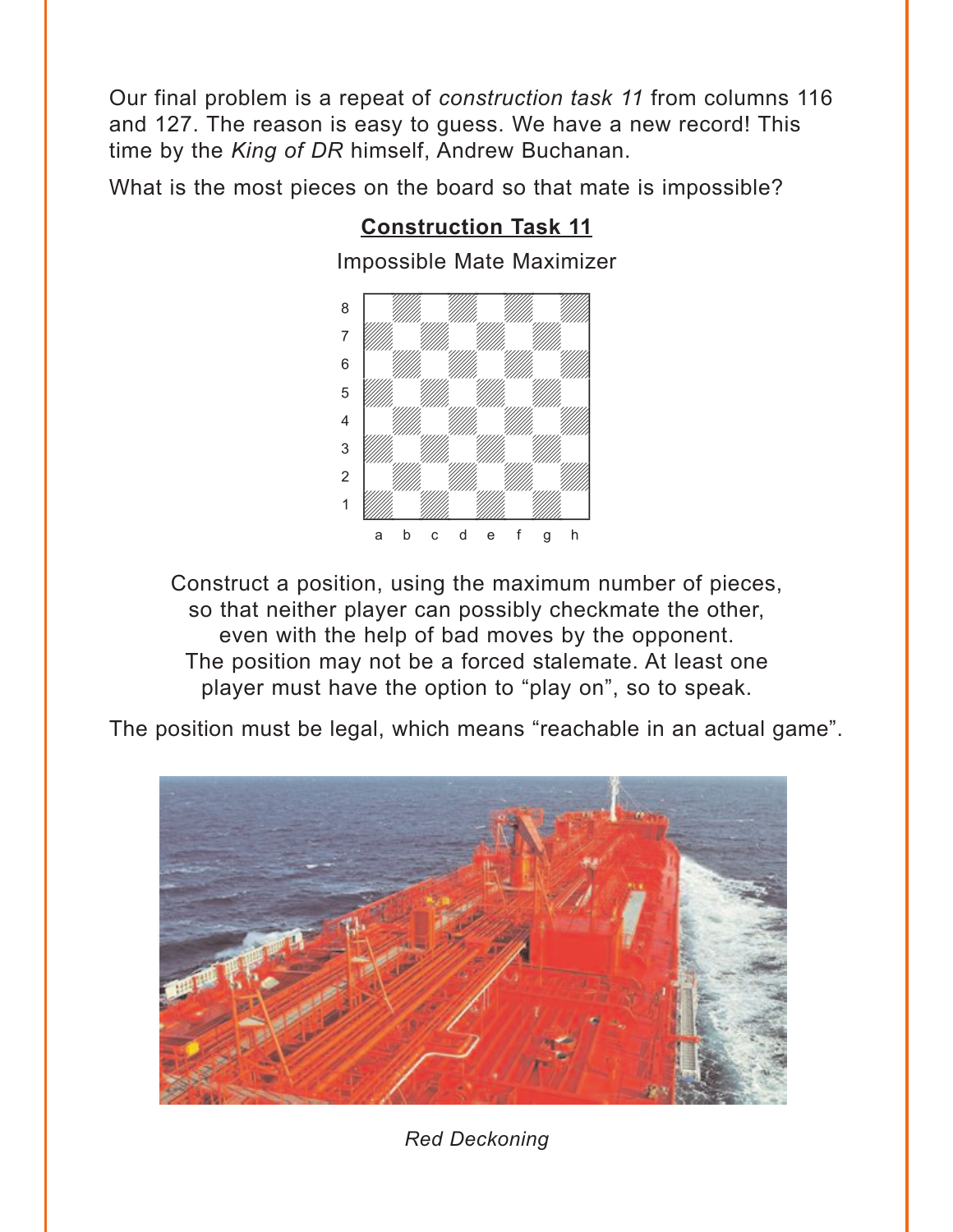Our final problem is a repeat of *construction task 11* from columns 116 and 127. The reason is easy to guess. We have a new record! This time by the *King of DR* himself, Andrew Buchanan.

What is the most pieces on the board so that mate is impossible?

**Construction Task 11**

Impossible Mate Maximizer

Construct a position, using the maximum number of pieces, so that neither player can possibly checkmate the other, even with the help of bad moves by the opponent. The position may not be a forced stalemate. At least one player must have the option to "play on", so to speak.

The position must be legal, which means "reachable in an actual game".

*Red Deckoning*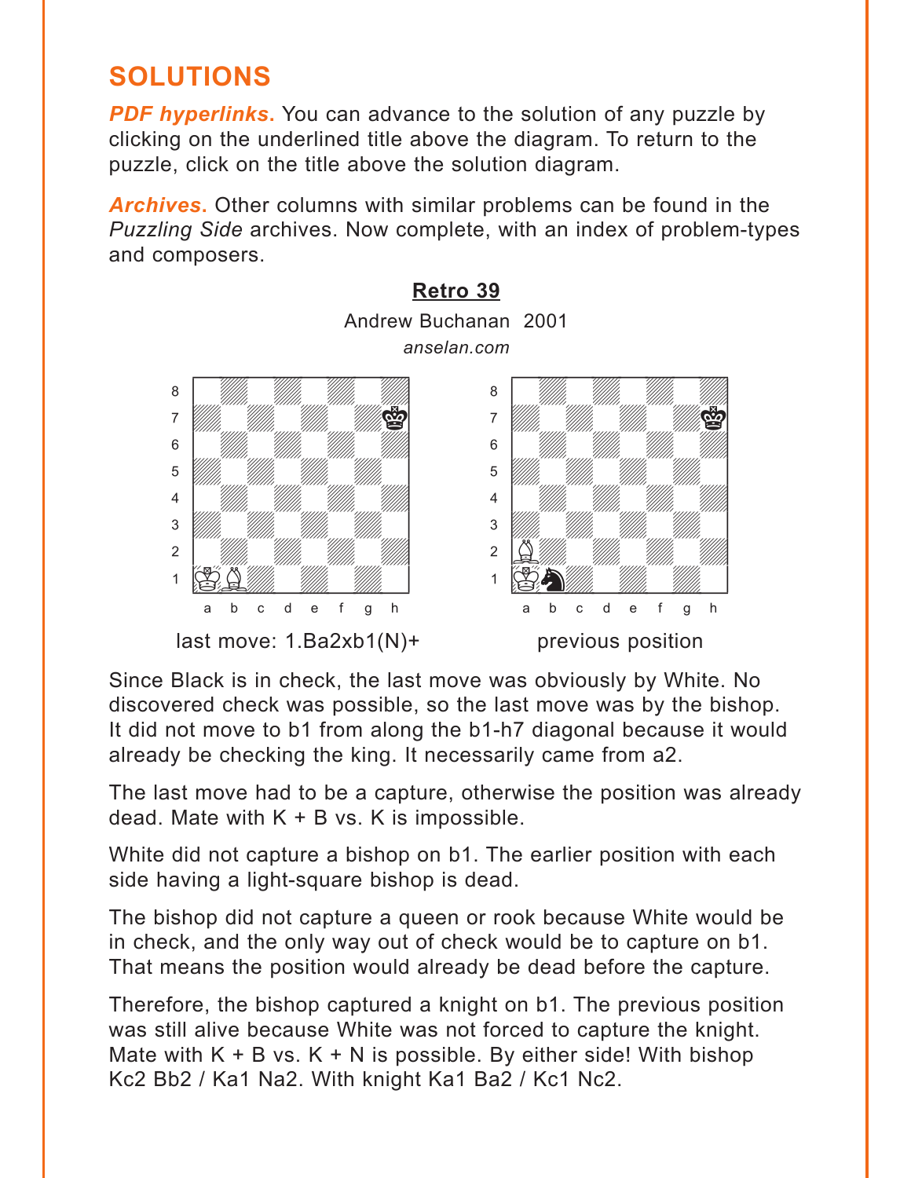## SOLUTIONS

***PDF hyperlinks.*** You can advance to the solution of any puzzle by clicking on the underlined title above the diagram. To return to the puzzle, click on the title above the solution diagram.

***Archives.*** Other columns with similar problems can be found in the *Puzzling Side* archives. Now complete, with an index of problem-types and composers.

### Retro 39

Andrew Buchanan 2001

*anselan.com*

last move: 1.Ba2xb1(N)+

previous position

Since Black is in check, the last move was obviously by White. No discovered check was possible, so the last move was by the bishop. It did not move to b1 from along the b1-h7 diagonal because it would already be checking the king. It necessarily came from a2.

The last move had to be a capture, otherwise the position was already dead. Mate with K + B vs. K is impossible.

White did not capture a bishop on b1. The earlier position with each side having a light-square bishop is dead.

The bishop did not capture a queen or rook because White would be in check, and the only way out of check would be to capture on b1. That means the position would already be dead before the capture.

Therefore, the bishop captured a knight on b1. The previous position was still alive because White was not forced to capture the knight. Mate with K + B vs. K + N is possible. By either side! With bishop Kc2 Bb2 / Ka1 Na2. With knight Ka1 Ba2 / Kc1 Nc2.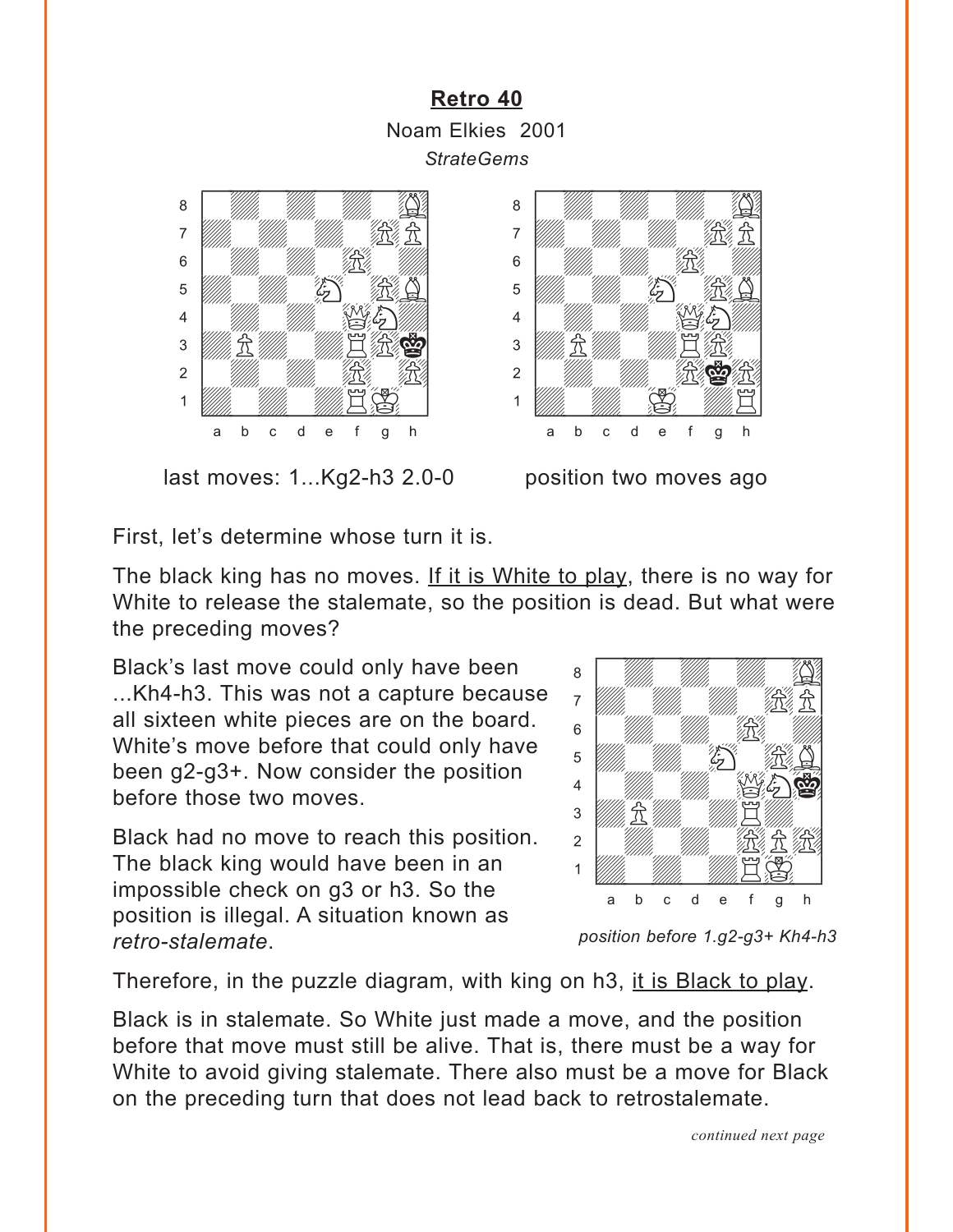## Retro 40

Noam Elkies 2001

*StrateGems*

last moves: 1...Kg2-h3 2.0-0

position two moves ago

First, let's determine whose turn it is.

The black king has no moves. If it is White to play, there is no way for White to release the stalemate, so the position is dead. But what were the preceding moves?

Black's last move could only have been ...Kh4-h3. This was not a capture because all sixteen white pieces are on the board. White's move before that could only have been g2-g3+. Now consider the position before those two moves.

Black had no move to reach this position. The black king would have been in an impossible check on g3 or h3. So the position is illegal. A situation known as *retro-stalemate*.

*position before 1.g2-g3+ Kh4-h3*

Therefore, in the puzzle diagram, with king on h3, it is Black to play.

Black is in stalemate. So White just made a move, and the position before that move must still be alive. That is, there must be a way for White to avoid giving stalemate. There also must be a move for Black on the preceding turn that does not lead back to retrostalemate.

*continued next page*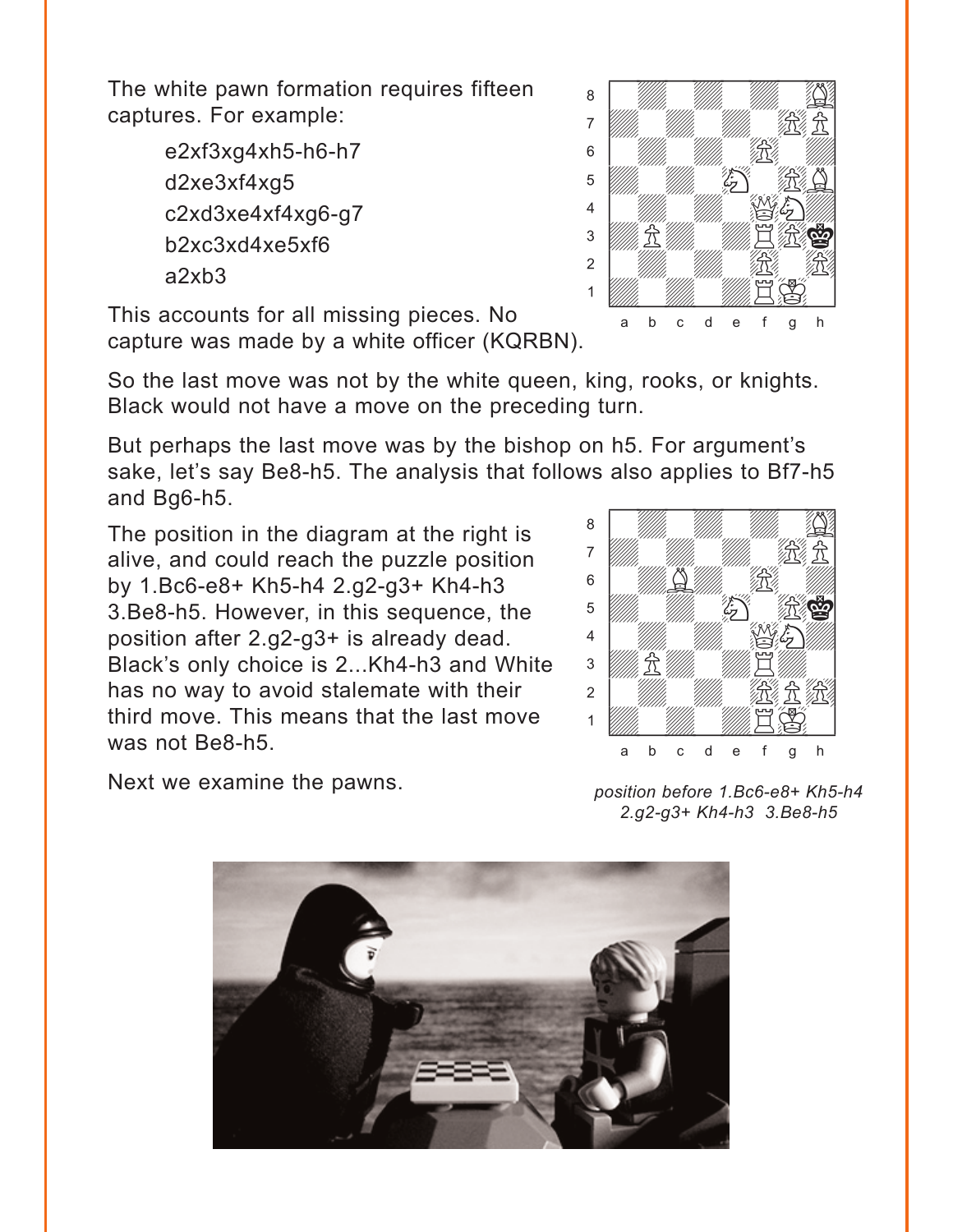The white pawn formation requires fifteen captures. For example:

e2xf3xg4xh5-h6-h7  
d2xe3xf4xg5  
c2xd3xe4xf4xg6-g7  
b2xc3xd4xe5xf6  
a2xb3

This accounts for all missing pieces. No capture was made by a white officer (KQRBN).

So the last move was not by the white queen, king, rooks, or knights. Black would not have a move on the preceding turn.

But perhaps the last move was by the bishop on h5. For argument's sake, let's say Be8-h5. The analysis that follows also applies to Bf7-h5 and Bg6-h5.

The position in the diagram at the right is alive, and could reach the puzzle position by 1.Bc6-e8+ Kh5-h4 2.g2-g3+ Kh4-h3 3.Be8-h5. However, in this sequence, the position after 2.g2-g3+ is already dead. Black's only choice is 2...Kh4-h3 and White has no way to avoid stalemate with their third move. This means that the last move was not Be8-h5.

*position before 1.Bc6-e8+ Kh5-h4 2.g2-g3+ Kh4-h3 3.Be8-h5*

Next we examine the pawns.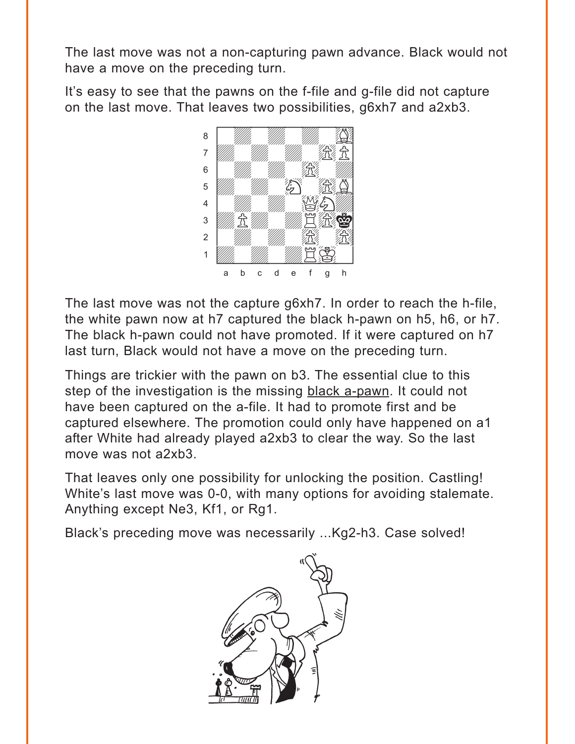The last move was not a non-capturing pawn advance. Black would not have a move on the preceding turn.

It's easy to see that the pawns on the f-file and g-file did not capture on the last move. That leaves two possibilities, g6xh7 and a2xb3.

The last move was not the capture g6xh7. In order to reach the h-file, the white pawn now at h7 captured the black h-pawn on h5, h6, or h7. The black h-pawn could not have promoted. If it were captured on h7 last turn, Black would not have a move on the preceding turn.

Things are trickier with the pawn on b3. The essential clue to this step of the investigation is the missing black a-pawn. It could not have been captured on the a-file. It had to promote first and be captured elsewhere. The promotion could only have happened on a1 after White had already played a2xb3 to clear the way. So the last move was not a2xb3.

That leaves only one possibility for unlocking the position. Castling! White's last move was 0-0, with many options for avoiding stalemate. Anything except Ne3, Kf1, or Rg1.

Black's preceding move was necessarily ...Kg2-h3. Case solved!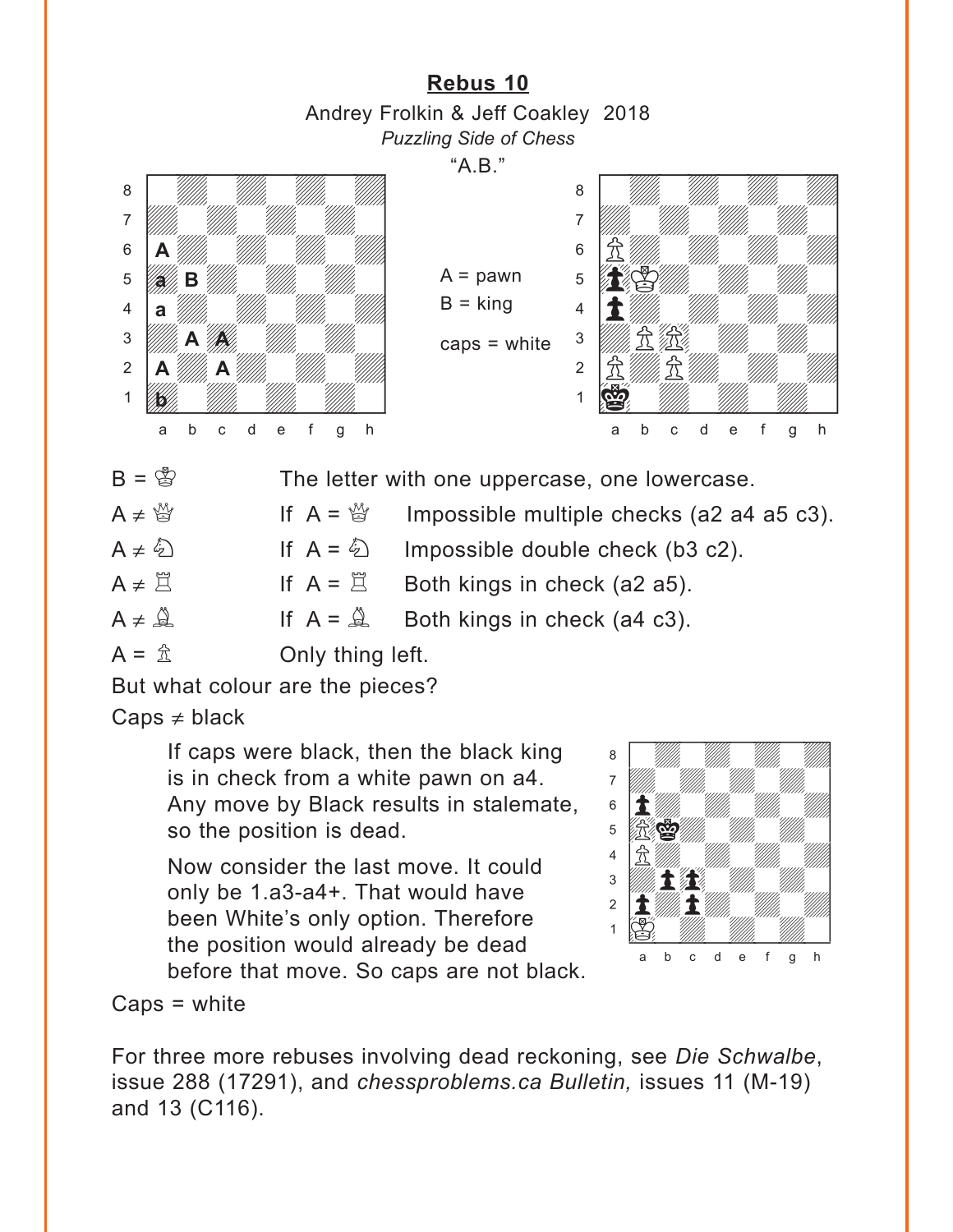## Rebus 10

Andrey Frolkin & Jeff Coakley 2018

*Puzzling Side of Chess*

"A.B."

A = pawn
B = king

caps = white

B = ♔ The letter with one uppercase, one lowercase.

A ≠ ♕ If A = ♕ Impossible multiple checks (a2 a4 a5 c3).

A ≠ ♘ If A = ♘ Impossible double check (b3 c2).

A ≠ ♖ If A = ♖ Both kings in check (a2 a5).

A ≠ ♗ If A = ♗ Both kings in check (a4 c3).

A = ♙ Only thing left.

But what colour are the pieces?

Caps ≠ black

> If caps were black, then the black king is in check from a white pawn on a4. Any move by Black results in stalemate, so the position is dead.
>
> Now consider the last move. It could only be 1.a3-a4+. That would have been White's only option. Therefore the position would already be dead before that move. So caps are not black.

Caps = white

For three more rebuses involving dead reckoning, see *Die Schwalbe*, issue 288 (17291), and *chessproblems.ca Bulletin,* issues 11 (M-19) and 13 (C116).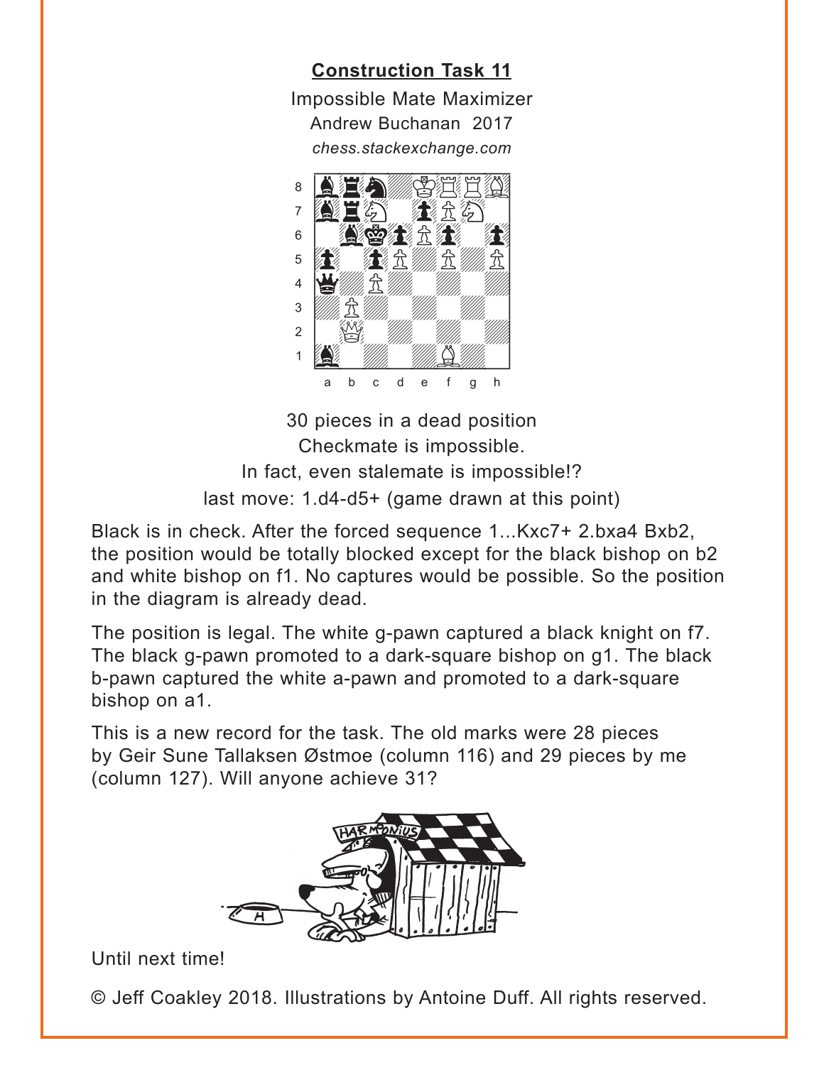## Construction Task 11

Impossible Mate Maximizer
Andrew Buchanan 2017
*chess.stackexchange.com*

8
7
6
5
4
3
2
1
a b c d e f g h

30 pieces in a dead position
Checkmate is impossible.
In fact, even stalemate is impossible!?
last move: 1.d4-d5+ (game drawn at this point)

Black is in check. After the forced sequence 1...Kxc7+ 2.bxa4 Bxb2, the position would be totally blocked except for the black bishop on b2 and white bishop on f1. No captures would be possible. So the position in the diagram is already dead.

The position is legal. The white g-pawn captured a black knight on f7. The black g-pawn promoted to a dark-square bishop on g1. The black b-pawn captured the white a-pawn and promoted to a dark-square bishop on a1.

This is a new record for the task. The old marks were 28 pieces by Geir Sune Tallaksen Østmoe (column 116) and 29 pieces by me (column 127). Will anyone achieve 31?

Until next time!

© Jeff Coakley 2018. Illustrations by Antoine Duff. All rights reserved.